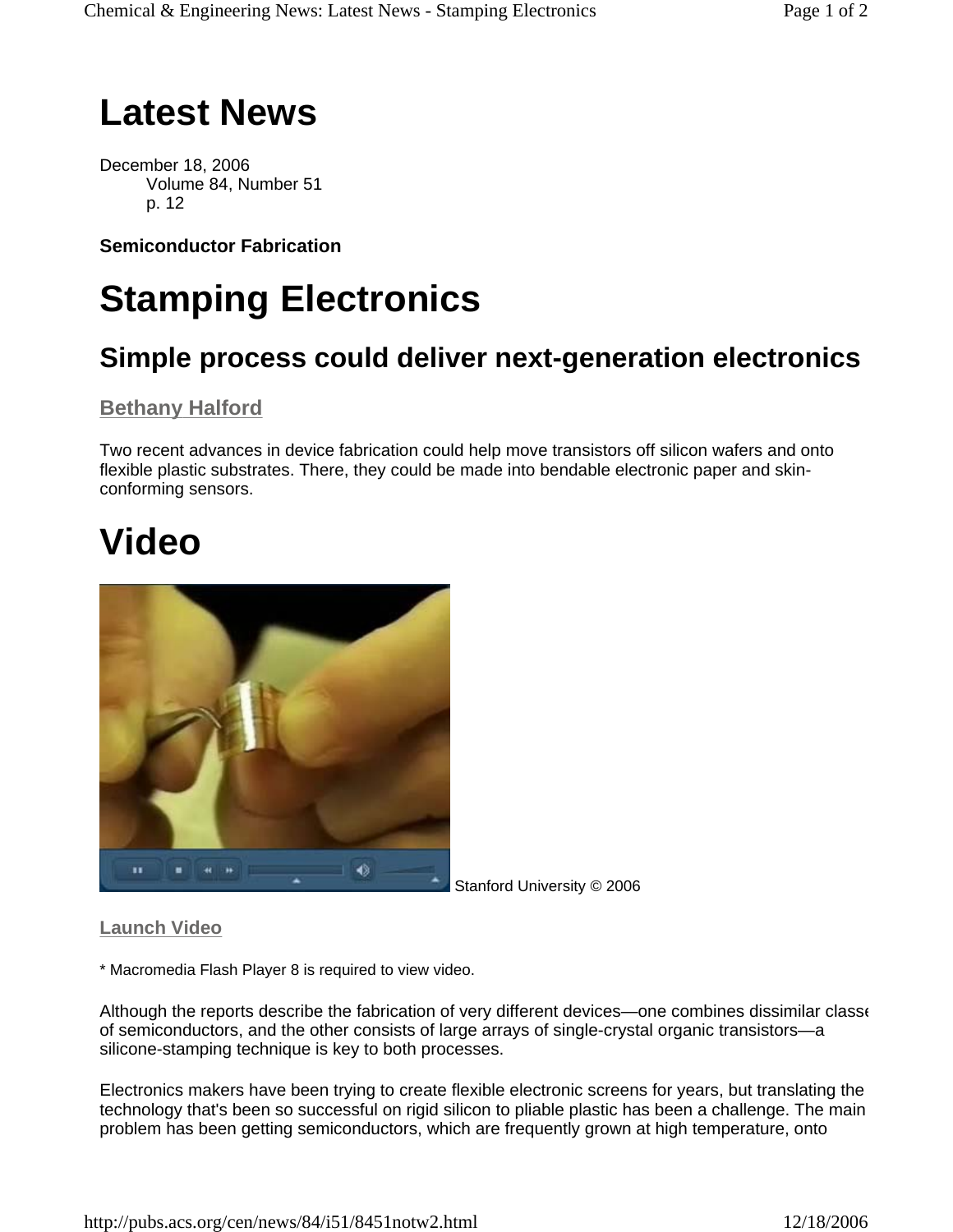# Latest News

December 18, 2006
Volume 84, Number 51
p. 12

**Semiconductor Fabrication**

# Stamping Electronics

## Simple process could deliver next-generation electronics

**Bethany Halford**

Two recent advances in device fabrication could help move transistors off silicon wafers and onto flexible plastic substrates. There, they could be made into bendable electronic paper and skin-conforming sensors.

# Video

Stanford University © 2006

**Launch Video**

\* Macromedia Flash Player 8 is required to view video.

Although the reports describe the fabrication of very different devices—one combines dissimilar classes of semiconductors, and the other consists of large arrays of single-crystal organic transistors—a silicone-stamping technique is key to both processes.

Electronics makers have been trying to create flexible electronic screens for years, but translating the technology that's been so successful on rigid silicon to pliable plastic has been a challenge. The main problem has been getting semiconductors, which are frequently grown at high temperature, onto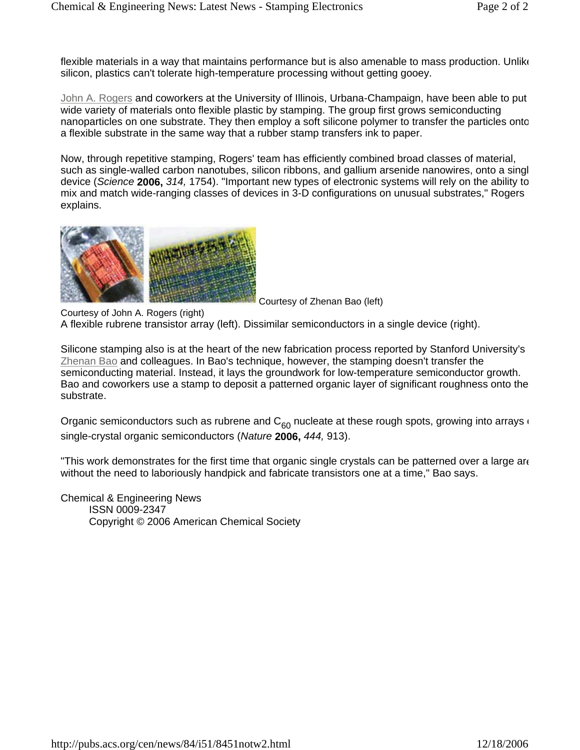flexible materials in a way that maintains performance but is also amenable to mass production. Unlike silicon, plastics can't tolerate high-temperature processing without getting gooey.

John A. Rogers and coworkers at the University of Illinois, Urbana-Champaign, have been able to put a wide variety of materials onto flexible plastic by stamping. The group first grows semiconducting nanoparticles on one substrate. They then employ a soft silicone polymer to transfer the particles onto a flexible substrate in the same way that a rubber stamp transfers ink to paper.

Now, through repetitive stamping, Rogers' team has efficiently combined broad classes of material, such as single-walled carbon nanotubes, silicon ribbons, and gallium arsenide nanowires, onto a single device (*Science* **2006,** *314,* 1754). "Important new types of electronic systems will rely on the ability to mix and match wide-ranging classes of devices in 3-D configurations on unusual substrates," Rogers explains.

Courtesy of Zhenan Bao (left)

Courtesy of John A. Rogers (right)

A flexible rubrene transistor array (left). Dissimilar semiconductors in a single device (right).

Silicone stamping also is at the heart of the new fabrication process reported by Stanford University's Zhenan Bao and colleagues. In Bao's technique, however, the stamping doesn't transfer the semiconducting material. Instead, it lays the groundwork for low-temperature semiconductor growth. Bao and coworkers use a stamp to deposit a patterned organic layer of significant roughness onto the substrate.

Organic semiconductors such as rubrene and $C_{60}$ nucleate at these rough spots, growing into arrays of single-crystal organic semiconductors (*Nature* **2006,** *444,* 913).

"This work demonstrates for the first time that organic single crystals can be patterned over a large area without the need to laboriously handpick and fabricate transistors one at a time," Bao says.

Chemical & Engineering News
ISSN 0009-2347
Copyright © 2006 American Chemical Society